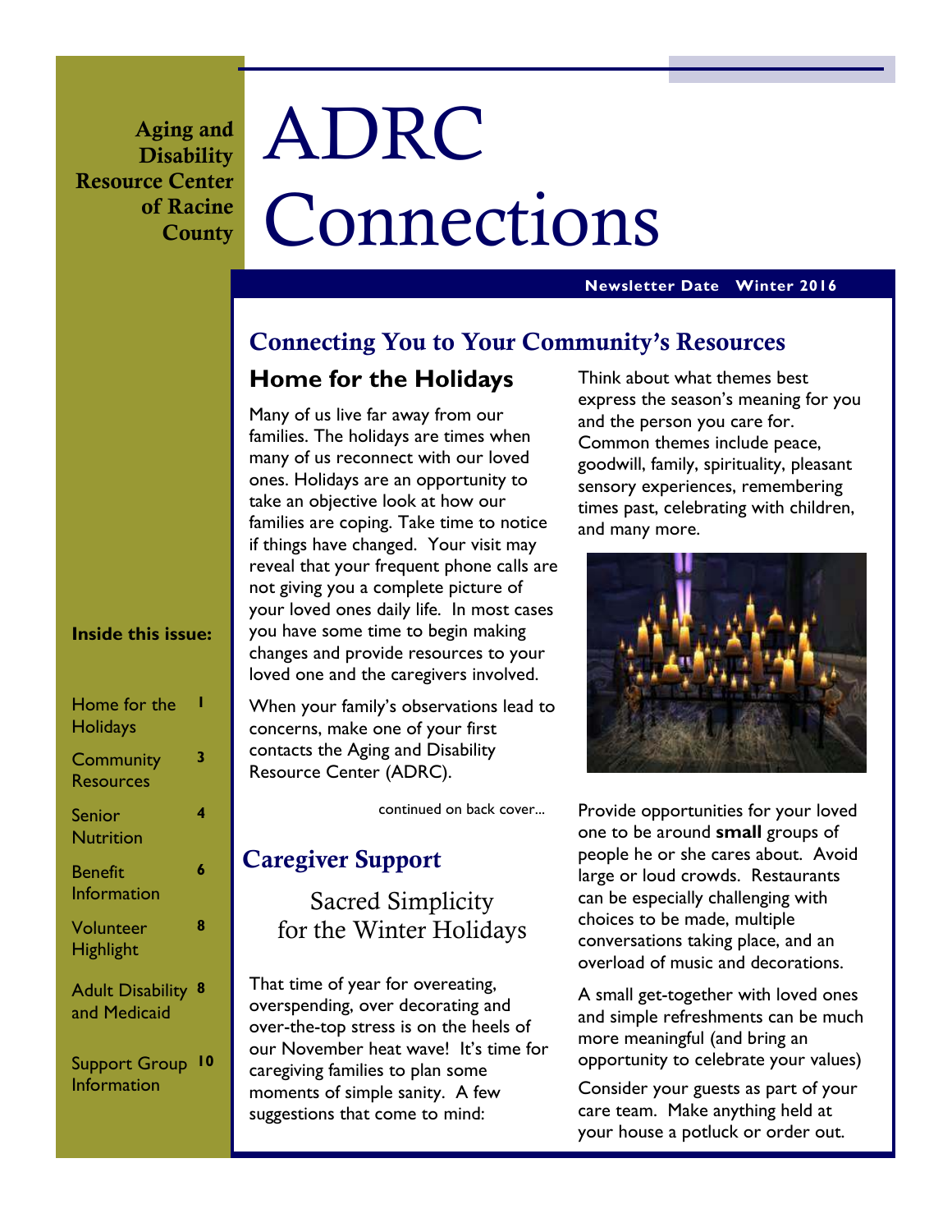Aging and Disability Resource Center of Racine County

# ADRC Connections

**Newsletter Date Winter 2016**

**Inside this issue:**

| | |
|---|---|
| Home for the Holidays | 1 |
| Community Resources | 3 |
| Senior Nutrition | 4 |
| Benefit Information | 6 |
| Volunteer Highlight | 8 |
| Adult Disability and Medicaid | 8 |
| Support Group Information | 10 |

## Connecting You to Your Community's Resources

### Home for the Holidays

Many of us live far away from our families. The holidays are times when many of us reconnect with our loved ones. Holidays are an opportunity to take an objective look at how our families are coping. Take time to notice if things have changed. Your visit may reveal that your frequent phone calls are not giving you a complete picture of your loved ones daily life. In most cases you have some time to begin making changes and provide resources to your loved one and the caregivers involved.

When your family's observations lead to concerns, make one of your first contacts the Aging and Disability Resource Center (ADRC).

continued on back cover...

## Caregiver Support

### Sacred Simplicity for the Winter Holidays

That time of year for overeating, overspending, over decorating and over-the-top stress is on the heels of our November heat wave! It's time for caregiving families to plan some moments of simple sanity. A few suggestions that come to mind:

Think about what themes best express the season's meaning for you and the person you care for. Common themes include peace, goodwill, family, spirituality, pleasant sensory experiences, remembering times past, celebrating with children, and many more.

Provide opportunities for your loved one to be around **small** groups of people he or she cares about. Avoid large or loud crowds. Restaurants can be especially challenging with choices to be made, multiple conversations taking place, and an overload of music and decorations.

A small get-together with loved ones and simple refreshments can be much more meaningful (and bring an opportunity to celebrate your values)

Consider your guests as part of your care team. Make anything held at your house a potluck or order out.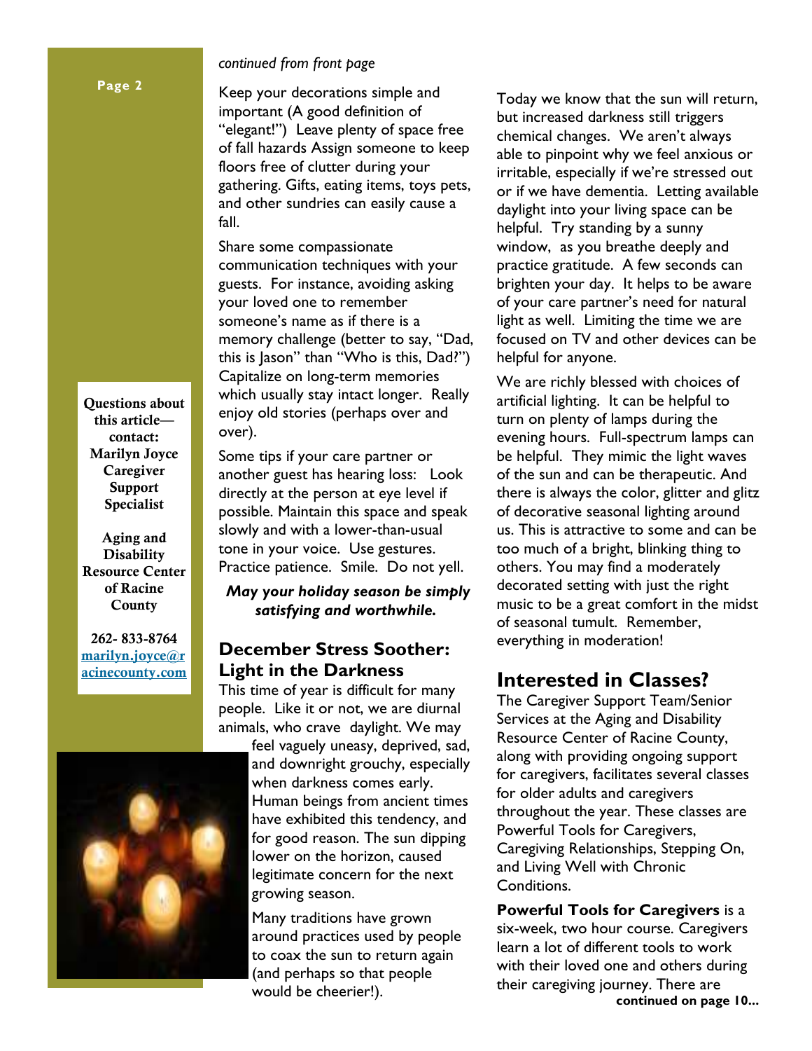*continued from front page*

Keep your decorations simple and important (A good definition of "elegant!") Leave plenty of space free of fall hazards Assign someone to keep floors free of clutter during your gathering. Gifts, eating items, toys pets, and other sundries can easily cause a fall.

Share some compassionate communication techniques with your guests. For instance, avoiding asking your loved one to remember someone's name as if there is a memory challenge (better to say, "Dad, this is Jason" than "Who is this, Dad?") Capitalize on long-term memories which usually stay intact longer. Really enjoy old stories (perhaps over and over).

Some tips if your care partner or another guest has hearing loss: Look directly at the person at eye level if possible. Maintain this space and speak slowly and with a lower-than-usual tone in your voice. Use gestures. Practice patience. Smile. Do not yell.

***May your holiday season be simply satisfying and worthwhile.***

**Questions about this article—contact: Marilyn Joyce Caregiver Support Specialist**

**Aging and Disability Resource Center of Racine County**

**262- 833-8764**
**marilyn.joyce@racinecounty.com**

## December Stress Soother: Light in the Darkness

This time of year is difficult for many people. Like it or not, we are diurnal animals, who crave daylight. We may feel vaguely uneasy, deprived, sad, and downright grouchy, especially when darkness comes early. Human beings from ancient times have exhibited this tendency, and for good reason. The sun dipping lower on the horizon, caused legitimate concern for the next growing season.

Many traditions have grown around practices used by people to coax the sun to return again (and perhaps so that people would be cheerier!).

Today we know that the sun will return, but increased darkness still triggers chemical changes. We aren't always able to pinpoint why we feel anxious or irritable, especially if we're stressed out or if we have dementia. Letting available daylight into your living space can be helpful. Try standing by a sunny window, as you breathe deeply and practice gratitude. A few seconds can brighten your day. It helps to be aware of your care partner's need for natural light as well. Limiting the time we are focused on TV and other devices can be helpful for anyone.

We are richly blessed with choices of artificial lighting. It can be helpful to turn on plenty of lamps during the evening hours. Full-spectrum lamps can be helpful. They mimic the light waves of the sun and can be therapeutic. And there is always the color, glitter and glitz of decorative seasonal lighting around us. This is attractive to some and can be too much of a bright, blinking thing to others. You may find a moderately decorated setting with just the right music to be a great comfort in the midst of seasonal tumult. Remember, everything in moderation!

## Interested in Classes?

The Caregiver Support Team/Senior Services at the Aging and Disability Resource Center of Racine County, along with providing ongoing support for caregivers, facilitates several classes for older adults and caregivers throughout the year. These classes are Powerful Tools for Caregivers, Caregiving Relationships, Stepping On, and Living Well with Chronic Conditions.

**Powerful Tools for Caregivers** is a six-week, two hour course. Caregivers learn a lot of different tools to work with their loved one and others during their caregiving journey. There are

**continued on page 10...**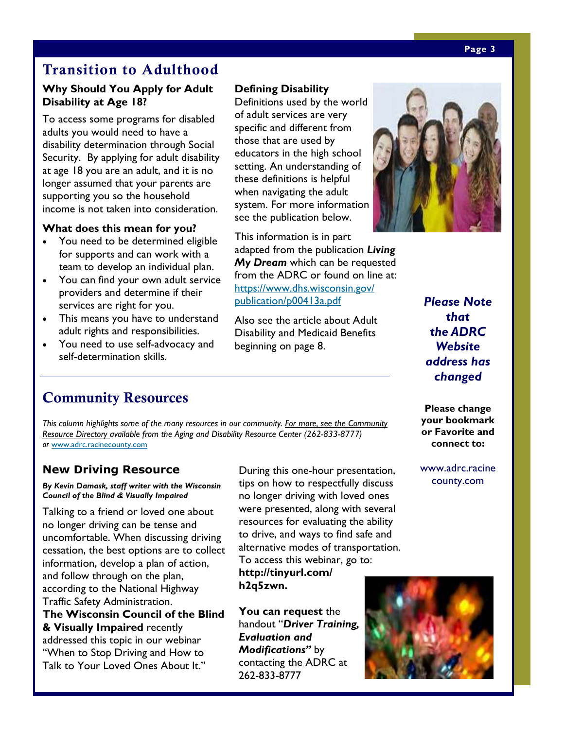# Transition to Adulthood

### Why Should You Apply for Adult Disability at Age 18?

To access some programs for disabled adults you would need to have a disability determination through Social Security. By applying for adult disability at age 18 you are an adult, and it is no longer assumed that your parents are supporting you so the household income is not taken into consideration.

### What does this mean for you?

- You need to be determined eligible for supports and can work with a team to develop an individual plan.
- You can find your own adult service providers and determine if their services are right for you.
- This means you have to understand adult rights and responsibilities.
- You need to use self-advocacy and self-determination skills.

### Defining Disability

Definitions used by the world of adult services are very specific and different from those that are used by educators in the high school setting. An understanding of these definitions is helpful when navigating the adult system. For more information see the publication below.

This information is in part adapted from the publication ***Living My Dream*** which can be requested from the ADRC or found on line at: https://www.dhs.wisconsin.gov/publication/p00413a.pdf

Also see the article about Adult Disability and Medicaid Benefits beginning on page 8.

***Please Note that the ADRC Website address has changed***

**Please change your bookmark or Favorite and connect to:**

www.adrc.racinecounty.com

# Community Resources

*This column highlights some of the many resources in our community. For more, see the Community Resource Directory available from the Aging and Disability Resource Center (262-833-8777) or* www.adrc.racinecounty.com

## New Driving Resource

***By Kevin Damask, staff writer with the Wisconsin Council of the Blind & Visually Impaired***

Talking to a friend or loved one about no longer driving can be tense and uncomfortable. When discussing driving cessation, the best options are to collect information, develop a plan of action, and follow through on the plan, according to the National Highway Traffic Safety Administration. **The Wisconsin Council of the Blind & Visually Impaired** recently addressed this topic in our webinar "When to Stop Driving and How to Talk to Your Loved Ones About It."

During this one-hour presentation, tips on how to respectfully discuss no longer driving with loved ones were presented, along with several resources for evaluating the ability to drive, and ways to find safe and alternative modes of transportation. To access this webinar, go to: **http://tinyurl.com/h2q5zwn.**

**You can request** the handout "***Driver Training, Evaluation and Modifications"*** by contacting the ADRC at 262-833-8777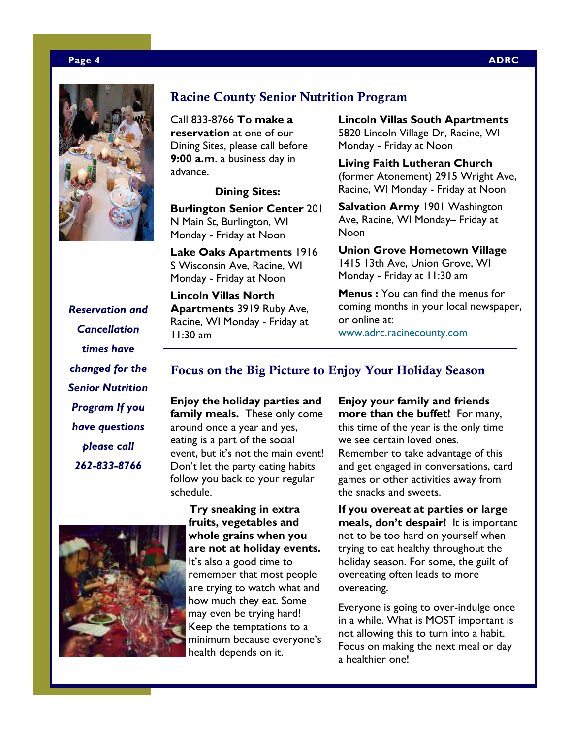## Racine County Senior Nutrition Program

Call 833-8766 **To make a reservation** at one of our Dining Sites, please call before **9:00 a.m**. a business day in advance.

**Dining Sites:**

**Burlington Senior Center** 201 N Main St, Burlington, WI Monday - Friday at Noon

**Lake Oaks Apartments** 1916 S Wisconsin Ave, Racine, WI Monday - Friday at Noon

**Lincoln Villas North Apartments** 3919 Ruby Ave, Racine, WI Monday - Friday at 11:30 am

**Lincoln Villas South Apartments** 5820 Lincoln Village Dr, Racine, WI Monday - Friday at Noon

**Living Faith Lutheran Church** (former Atonement) 2915 Wright Ave, Racine, WI Monday - Friday at Noon

**Salvation Army** 1901 Washington Ave, Racine, WI Monday– Friday at Noon

**Union Grove Hometown Village** 1415 13th Ave, Union Grove, WI Monday - Friday at 11:30 am

**Menus :** You can find the menus for coming months in your local newspaper, or online at: www.adrc.racinecounty.com

***Reservation and Cancellation times have changed for the Senior Nutrition Program If you have questions please call 262-833-8766***

## Focus on the Big Picture to Enjoy Your Holiday Season

**Enjoy the holiday parties and family meals.** These only come around once a year and yes, eating is a part of the social event, but it's not the main event! Don't let the party eating habits follow you back to your regular schedule.

**Try sneaking in extra fruits, vegetables and whole grains when you are not at holiday events.** It's also a good time to remember that most people are trying to watch what and how much they eat. Some may even be trying hard! Keep the temptations to a minimum because everyone's health depends on it.

**Enjoy your family and friends more than the buffet!** For many, this time of the year is the only time we see certain loved ones. Remember to take advantage of this and get engaged in conversations, card games or other activities away from the snacks and sweets.

**If you overeat at parties or large meals, don't despair!** It is important not to be too hard on yourself when trying to eat healthy throughout the holiday season. For some, the guilt of overeating often leads to more overeating.

Everyone is going to over-indulge once in a while. What is MOST important is not allowing this to turn into a habit. Focus on making the next meal or day a healthier one!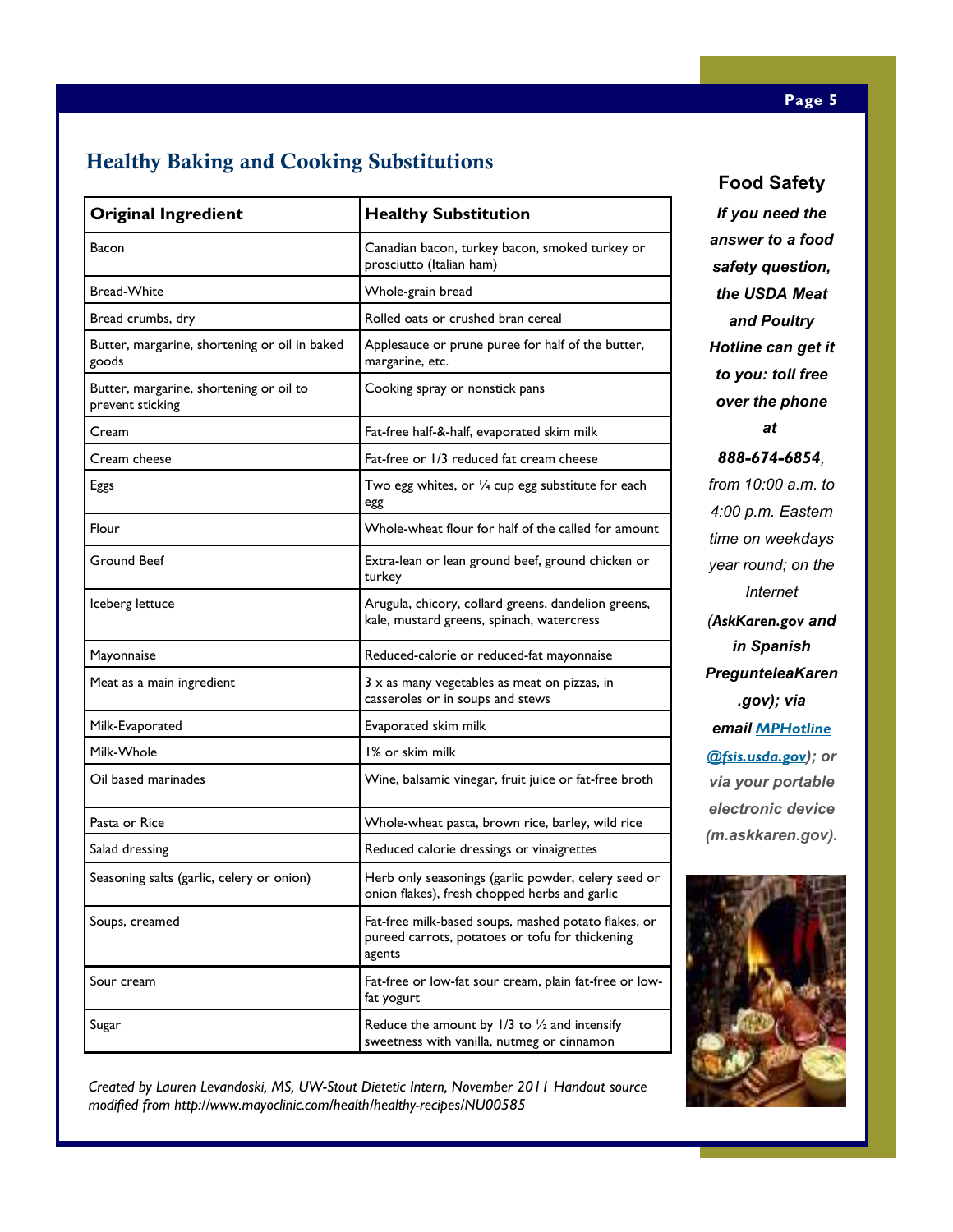## Healthy Baking and Cooking Substitutions

| Original Ingredient | Healthy Substitution |
|---|---|
| Bacon | Canadian bacon, turkey bacon, smoked turkey or prosciutto (Italian ham) |
| Bread-White | Whole-grain bread |
| Bread crumbs, dry | Rolled oats or crushed bran cereal |
| Butter, margarine, shortening or oil in baked goods | Applesauce or prune puree for half of the butter, margarine, etc. |
| Butter, margarine, shortening or oil to prevent sticking | Cooking spray or nonstick pans |
| Cream | Fat-free half-&-half, evaporated skim milk |
| Cream cheese | Fat-free or 1/3 reduced fat cream cheese |
| Eggs | Two egg whites, or ¼ cup egg substitute for each egg |
| Flour | Whole-wheat flour for half of the called for amount |
| Ground Beef | Extra-lean or lean ground beef, ground chicken or turkey |
| Iceberg lettuce | Arugula, chicory, collard greens, dandelion greens, kale, mustard greens, spinach, watercress |
| Mayonnaise | Reduced-calorie or reduced-fat mayonnaise |
| Meat as a main ingredient | 3 x as many vegetables as meat on pizzas, in casseroles or in soups and stews |
| Milk-Evaporated | Evaporated skim milk |
| Milk-Whole | 1% or skim milk |
| Oil based marinades | Wine, balsamic vinegar, fruit juice or fat-free broth |
| Pasta or Rice | Whole-wheat pasta, brown rice, barley, wild rice |
| Salad dressing | Reduced calorie dressings or vinaigrettes |
| Seasoning salts (garlic, celery or onion) | Herb only seasonings (garlic powder, celery seed or onion flakes), fresh chopped herbs and garlic |
| Soups, creamed | Fat-free milk-based soups, mashed potato flakes, or pureed carrots, potatoes or tofu for thickening agents |
| Sour cream | Fat-free or low-fat sour cream, plain fat-free or low-fat yogurt |
| Sugar | Reduce the amount by 1/3 to ½ and intensify sweetness with vanilla, nutmeg or cinnamon |

*Created by Lauren Levandoski, MS, UW-Stout Dietetic Intern, November 2011 Handout source modified from http://www.mayoclinic.com/health/healthy-recipes/NU00585*

### Food Safety

***If you need the answer to a food safety question, the USDA Meat and Poultry Hotline can get it to you: toll free over the phone at 888-674-6854****, from 10:00 a.m. to 4:00 p.m. Eastern time on weekdays year round; on the Internet (****AskKaren.gov and in Spanish PreguntelealKaren.gov); via email MPHotline@fsis.usda.gov); or via your portable electronic device (m.askkaren.gov).***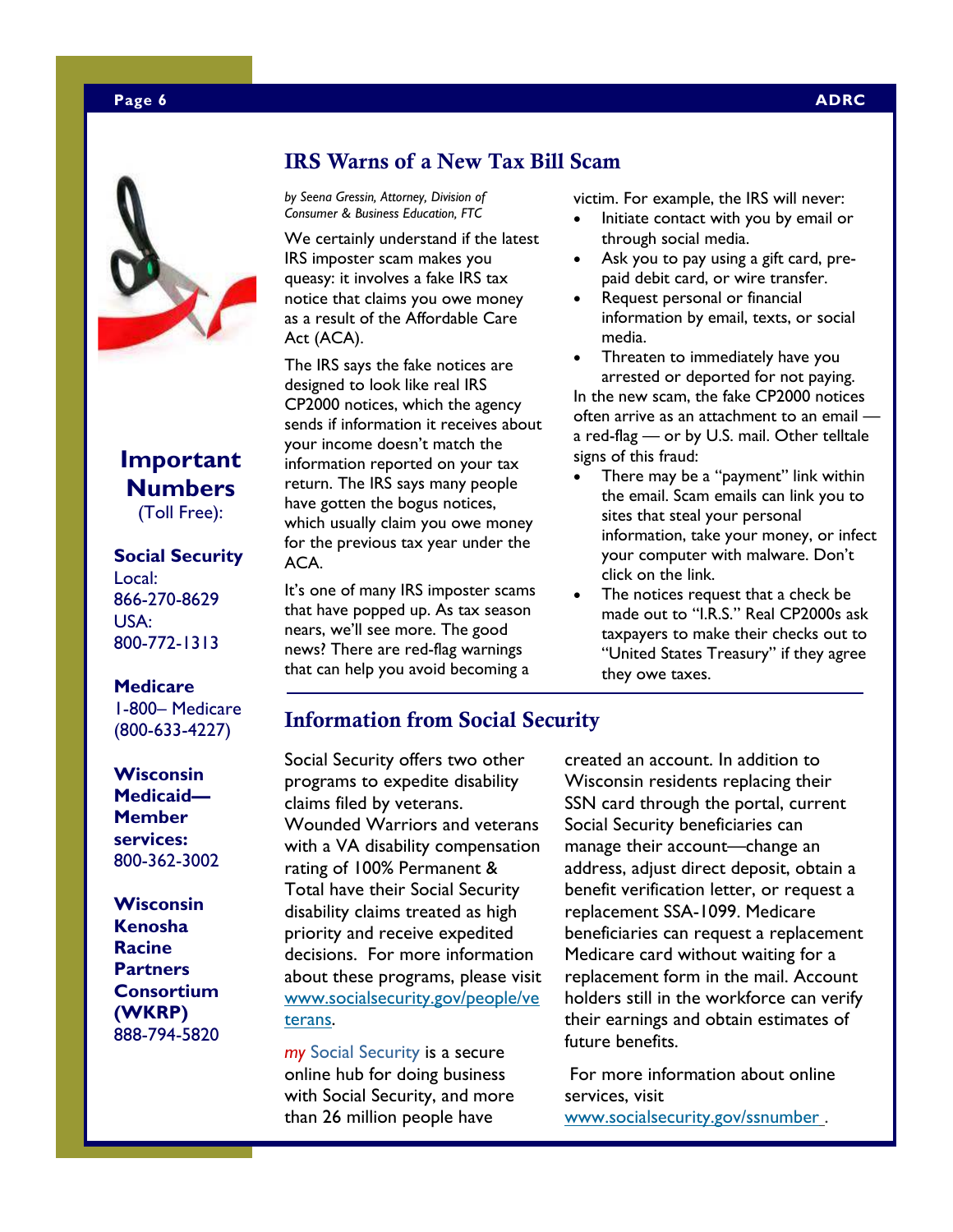## Important Numbers

(Toll Free):

**Social Security**
Local:
866-270-8629
USA:
800-772-1313

**Medicare**
1-800– Medicare
(800-633-4227)

**Wisconsin Medicaid—Member services:**
800-362-3002

**Wisconsin Kenosha Racine Partners Consortium (WKRP)**
888-794-5820

## IRS Warns of a New Tax Bill Scam

*by Seena Gressin, Attorney, Division of Consumer & Business Education, FTC*

We certainly understand if the latest IRS imposter scam makes you queasy: it involves a fake IRS tax notice that claims you owe money as a result of the Affordable Care Act (ACA).

The IRS says the fake notices are designed to look like real IRS CP2000 notices, which the agency sends if information it receives about your income doesn't match the information reported on your tax return. The IRS says many people have gotten the bogus notices, which usually claim you owe money for the previous tax year under the ACA.

It's one of many IRS imposter scams that have popped up. As tax season nears, we'll see more. The good news? There are red-flag warnings that can help you avoid becoming a victim. For example, the IRS will never:

- Initiate contact with you by email or through social media.
- Ask you to pay using a gift card, pre-paid debit card, or wire transfer.
- Request personal or financial information by email, texts, or social media.
- Threaten to immediately have you arrested or deported for not paying.

In the new scam, the fake CP2000 notices often arrive as an attachment to an email — a red-flag — or by U.S. mail. Other telltale signs of this fraud:

- There may be a "payment" link within the email. Scam emails can link you to sites that steal your personal information, take your money, or infect your computer with malware. Don't click on the link.
- The notices request that a check be made out to "I.R.S." Real CP2000s ask taxpayers to make their checks out to "United States Treasury" if they agree they owe taxes.

## Information from Social Security

Social Security offers two other programs to expedite disability claims filed by veterans. Wounded Warriors and veterans with a VA disability compensation rating of 100% Permanent & Total have their Social Security disability claims treated as high priority and receive expedited decisions. For more information about these programs, please visit www.socialsecurity.gov/people/veterans.

*my* Social Security is a secure online hub for doing business with Social Security, and more than 26 million people have created an account. In addition to Wisconsin residents replacing their SSN card through the portal, current Social Security beneficiaries can manage their account—change an address, adjust direct deposit, obtain a benefit verification letter, or request a replacement SSA-1099. Medicare beneficiaries can request a replacement Medicare card without waiting for a replacement form in the mail. Account holders still in the workforce can verify their earnings and obtain estimates of future benefits.

For more information about online services, visit www.socialsecurity.gov/ssnumber .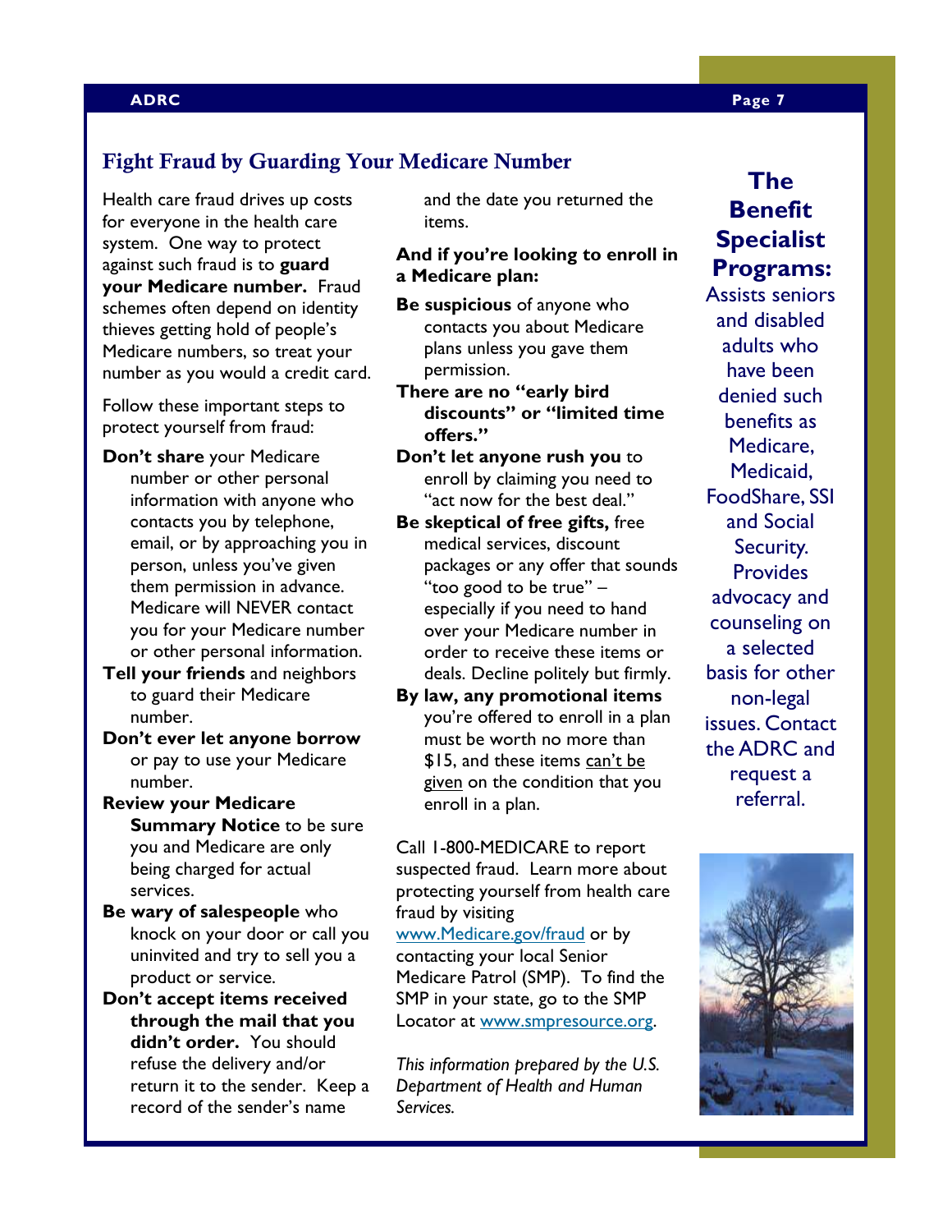## Fight Fraud by Guarding Your Medicare Number

Health care fraud drives up costs for everyone in the health care system. One way to protect against such fraud is to **guard your Medicare number.** Fraud schemes often depend on identity thieves getting hold of people's Medicare numbers, so treat your number as you would a credit card.

Follow these important steps to protect yourself from fraud:

**Don't share** your Medicare number or other personal information with anyone who contacts you by telephone, email, or by approaching you in person, unless you've given them permission in advance. Medicare will NEVER contact you for your Medicare number or other personal information.

**Tell your friends** and neighbors to guard their Medicare number.

**Don't ever let anyone borrow** or pay to use your Medicare number.

**Review your Medicare Summary Notice** to be sure you and Medicare are only being charged for actual services.

**Be wary of salespeople** who knock on your door or call you uninvited and try to sell you a product or service.

**Don't accept items received through the mail that you didn't order.** You should refuse the delivery and/or return it to the sender. Keep a record of the sender's name and the date you returned the items.

**And if you're looking to enroll in a Medicare plan:**

**Be suspicious** of anyone who contacts you about Medicare plans unless you gave them permission.

**There are no "early bird discounts" or "limited time offers."**

**Don't let anyone rush you** to enroll by claiming you need to "act now for the best deal."

**Be skeptical of free gifts,** free medical services, discount packages or any offer that sounds "too good to be true" – especially if you need to hand over your Medicare number in order to receive these items or deals. Decline politely but firmly.

**By law, any promotional items** you're offered to enroll in a plan must be worth no more than $15, and these items can't be given on the condition that you enroll in a plan.

Call 1-800-MEDICARE to report suspected fraud. Learn more about protecting yourself from health care fraud by visiting www.Medicare.gov/fraud or by contacting your local Senior Medicare Patrol (SMP). To find the SMP in your state, go to the SMP Locator at www.smpresource.org.

*This information prepared by the U.S. Department of Health and Human Services.*

## The Benefit Specialist Programs:

Assists seniors and disabled adults who have been denied such benefits as Medicare, Medicaid, FoodShare, SSI and Social Security. Provides advocacy and counseling on a selected basis for other non-legal issues. Contact the ADRC and request a referral.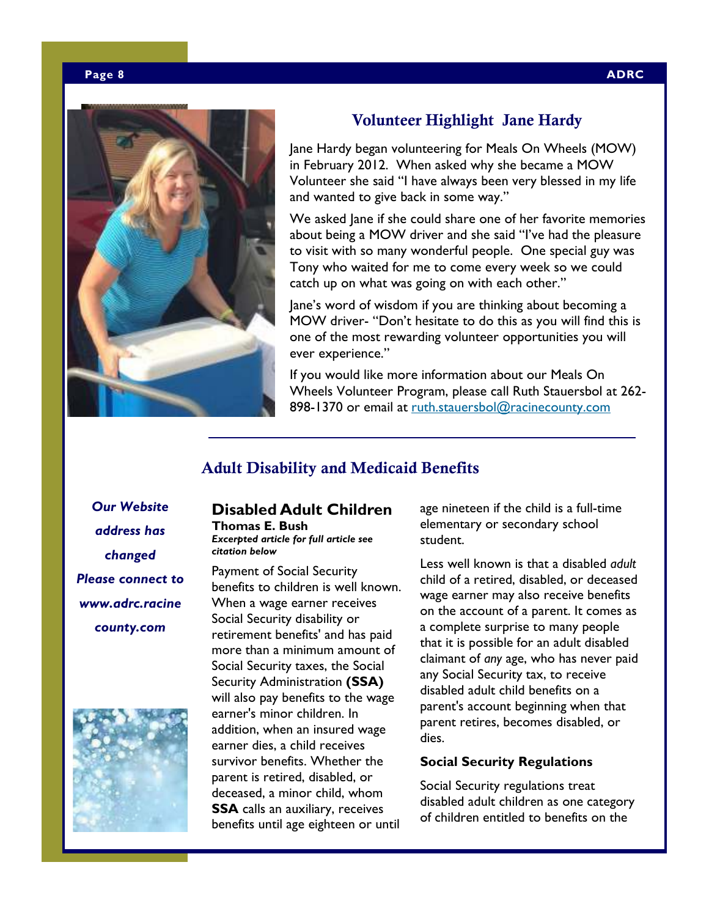## Volunteer Highlight Jane Hardy

Jane Hardy began volunteering for Meals On Wheels (MOW) in February 2012. When asked why she became a MOW Volunteer she said "I have always been very blessed in my life and wanted to give back in some way."

We asked Jane if she could share one of her favorite memories about being a MOW driver and she said "I've had the pleasure to visit with so many wonderful people. One special guy was Tony who waited for me to come every week so we could catch up on what was going on with each other."

Jane's word of wisdom if you are thinking about becoming a MOW driver- "Don't hesitate to do this as you will find this is one of the most rewarding volunteer opportunities you will ever experience."

If you would like more information about our Meals On Wheels Volunteer Program, please call Ruth Stauersbol at 262-898-1370 or email at ruth.stauersbol@racinecounty.com

---

## Adult Disability and Medicaid Benefits

***Our Website address has changed Please connect to www.adrc.racinecounty.com***

### Disabled Adult Children

**Thomas E. Bush**

***Excerpted article for full article see citation below***

Payment of Social Security benefits to children is well known. When a wage earner receives Social Security disability or retirement benefits' and has paid more than a minimum amount of Social Security taxes, the Social Security Administration **(SSA)** will also pay benefits to the wage earner's minor children. In addition, when an insured wage earner dies, a child receives survivor benefits. Whether the parent is retired, disabled, or deceased, a minor child, whom **SSA** calls an auxiliary, receives benefits until age eighteen or until age nineteen if the child is a full-time elementary or secondary school student.

Less well known is that a disabled *adult* child of a retired, disabled, or deceased wage earner may also receive benefits on the account of a parent. It comes as a complete surprise to many people that it is possible for an adult disabled claimant of *any* age, who has never paid any Social Security tax, to receive disabled adult child benefits on a parent's account beginning when that parent retires, becomes disabled, or dies.

**Social Security Regulations**

Social Security regulations treat disabled adult children as one category of children entitled to benefits on the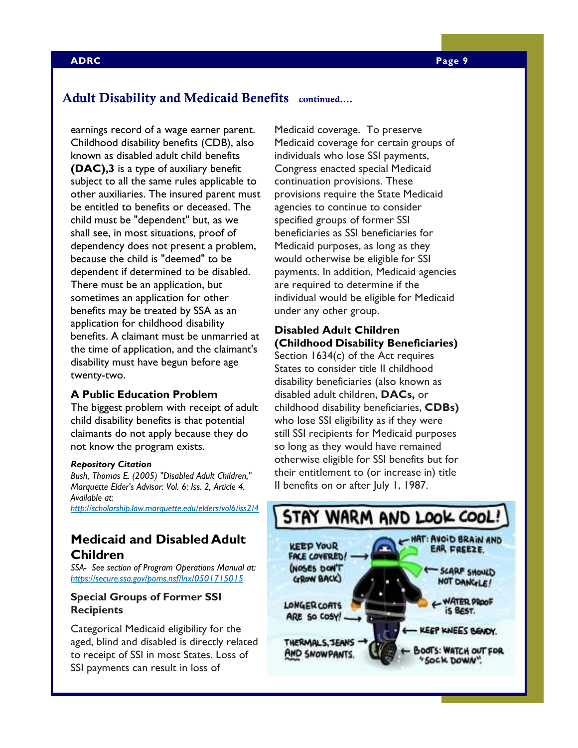## Adult Disability and Medicaid Benefits continued....

earnings record of a wage earner parent. Childhood disability benefits (CDB), also known as disabled adult child benefits **(DAC),3** is a type of auxiliary benefit subject to all the same rules applicable to other auxiliaries. The insured parent must be entitled to benefits or deceased. The child must be "dependent" but, as we shall see, in most situations, proof of dependency does not present a problem, because the child is "deemed" to be dependent if determined to be disabled. There must be an application, but sometimes an application for other benefits may be treated by SSA as an application for childhood disability benefits. A claimant must be unmarried at the time of application, and the claimant's disability must have begun before age twenty-two.

### A Public Education Problem

The biggest problem with receipt of adult child disability benefits is that potential claimants do not apply because they do not know the program exists.

***Repository Citation***

*Bush, Thomas E. (2005) "Disabled Adult Children," Marquette Elder's Advisor: Vol. 6: Iss. 2, Article 4. Available at:*
*http://scholarship.law.marquette.edu/elders/vol6/iss2/4*

## Medicaid and Disabled Adult Children

*SSA- See section of Program Operations Manual at: https://secure.ssa.gov/poms.nsf/lnx/0501715015*

### Special Groups of Former SSI Recipients

Categorical Medicaid eligibility for the aged, blind and disabled is directly related to receipt of SSI in most States. Loss of SSI payments can result in loss of Medicaid coverage. To preserve Medicaid coverage for certain groups of individuals who lose SSI payments, Congress enacted special Medicaid continuation provisions. These provisions require the State Medicaid agencies to continue to consider specified groups of former SSI beneficiaries as SSI beneficiaries for Medicaid purposes, as long as they would otherwise be eligible for SSI payments. In addition, Medicaid agencies are required to determine if the individual would be eligible for Medicaid under any other group.

### Disabled Adult Children (Childhood Disability Beneficiaries)

Section 1634(c) of the Act requires States to consider title II childhood disability beneficiaries (also known as disabled adult children, **DACs,** or childhood disability beneficiaries, **CDBs)** who lose SSI eligibility as if they were still SSI recipients for Medicaid purposes so long as they would have remained otherwise eligible for SSI benefits but for their entitlement to (or increase in) title II benefits on or after July 1, 1987.

STAY WARM AND LOOK COOL!

KEEP YOUR FACE COVERED! (NOSES DON'T GROW BACK)

HAT: AVOID BRAIN AND EAR FREEZE.

SCARF SHOULD NOT DANGLE!

LONGER COATS ARE SO COSY!

WATER PROOF IS BEST.

KEEP KNEES BENDY.

THERMALS, JEANS AND SNOWPANTS.

BOOTS: WATCH OUT FOR "SOCK DOWN".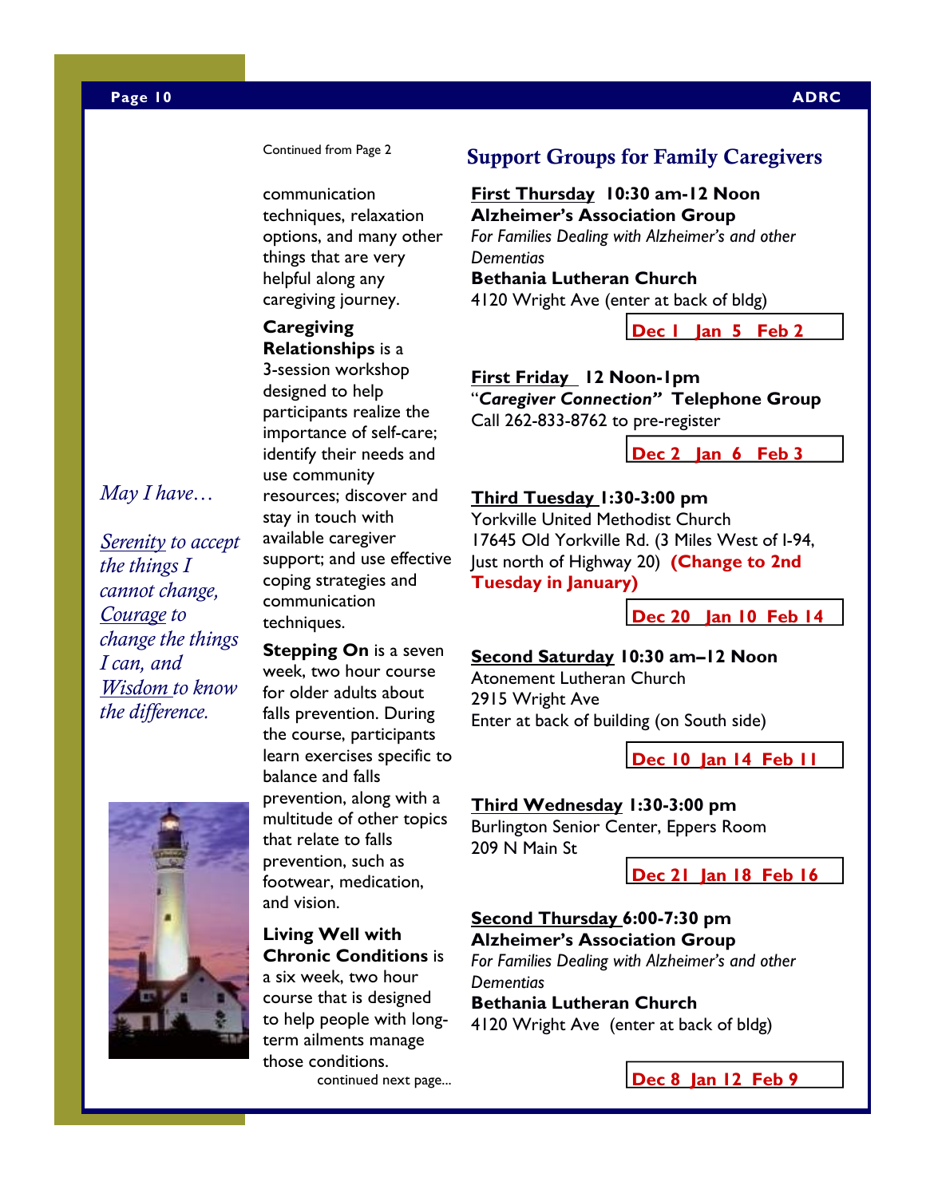Continued from Page 2

communication techniques, relaxation options, and many other things that are very helpful along any caregiving journey.

**Caregiving Relationships** is a 3-session workshop designed to help participants realize the importance of self-care; identify their needs and use community resources; discover and stay in touch with available caregiver support; and use effective coping strategies and communication techniques.

**Stepping On** is a seven week, two hour course for older adults about falls prevention. During the course, participants learn exercises specific to balance and falls prevention, along with a multitude of other topics that relate to falls prevention, such as footwear, medication, and vision.

**Living Well with Chronic Conditions** is a six week, two hour course that is designed to help people with long-term ailments manage those conditions.

continued next page...

*May I have…*

*Serenity to accept the things I cannot change, Courage to change the things I can, and Wisdom to know the difference.*

## Support Groups for Family Caregivers

**First Thursday 10:30 am-12 Noon**
**Alzheimer's Association Group**
*For Families Dealing with Alzheimer's and other Dementias*
**Bethania Lutheran Church**
4120 Wright Ave (enter at back of bldg)

**Dec 1 Jan 5 Feb 2**

**First Friday 12 Noon-1pm**
"***Caregiver Connection"*** **Telephone Group**
Call 262-833-8762 to pre-register

**Dec 2 Jan 6 Feb 3**

**Third Tuesday 1:30-3:00 pm**
Yorkville United Methodist Church
17645 Old Yorkville Rd. (3 Miles West of I-94, Just north of Highway 20) **(Change to 2nd Tuesday in January)**

**Dec 20 Jan 10 Feb 14**

**Second Saturday 10:30 am–12 Noon**
Atonement Lutheran Church
2915 Wright Ave
Enter at back of building (on South side)

**Dec 10 Jan 14 Feb 11**

**Third Wednesday 1:30-3:00 pm**
Burlington Senior Center, Eppers Room
209 N Main St

**Dec 21 Jan 18 Feb 16**

**Second Thursday 6:00-7:30 pm**
**Alzheimer's Association Group**
*For Families Dealing with Alzheimer's and other Dementias*
**Bethania Lutheran Church**
4120 Wright Ave (enter at back of bldg)

**Dec 8 Jan 12 Feb 9**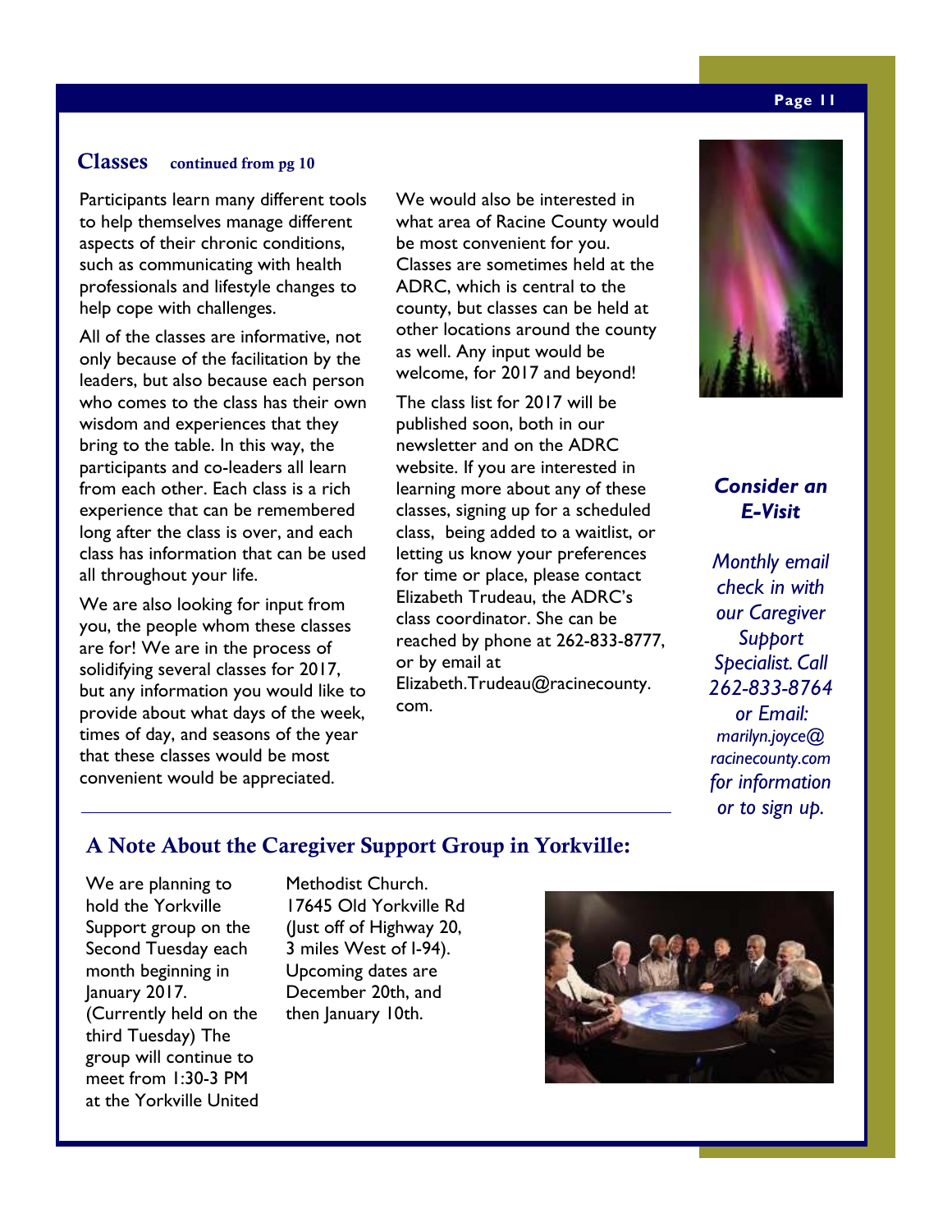## Classes continued from pg 10

Participants learn many different tools to help themselves manage different aspects of their chronic conditions, such as communicating with health professionals and lifestyle changes to help cope with challenges.

All of the classes are informative, not only because of the facilitation by the leaders, but also because each person who comes to the class has their own wisdom and experiences that they bring to the table. In this way, the participants and co-leaders all learn from each other. Each class is a rich experience that can be remembered long after the class is over, and each class has information that can be used all throughout your life.

We are also looking for input from you, the people whom these classes are for! We are in the process of solidifying several classes for 2017, but any information you would like to provide about what days of the week, times of day, and seasons of the year that these classes would be most convenient would be appreciated.

We would also be interested in what area of Racine County would be most convenient for you. Classes are sometimes held at the ADRC, which is central to the county, but classes can be held at other locations around the county as well. Any input would be welcome, for 2017 and beyond!

The class list for 2017 will be published soon, both in our newsletter and on the ADRC website. If you are interested in learning more about any of these classes, signing up for a scheduled class, being added to a waitlist, or letting us know your preferences for time or place, please contact Elizabeth Trudeau, the ADRC's class coordinator. She can be reached by phone at 262-833-8777, or by email at Elizabeth.Trudeau@racinecounty.com.

***Consider an E-Visit***

*Monthly email check in with our Caregiver Support Specialist. Call 262-833-8764 or Email: marilyn.joyce@racinecounty.com for information or to sign up.*

## A Note About the Caregiver Support Group in Yorkville:

We are planning to hold the Yorkville Support group on the Second Tuesday each month beginning in January 2017. (Currently held on the third Tuesday) The group will continue to meet from 1:30-3 PM at the Yorkville United Methodist Church. 17645 Old Yorkville Rd (Just off of Highway 20, 3 miles West of I-94). Upcoming dates are December 20th, and then January 10th.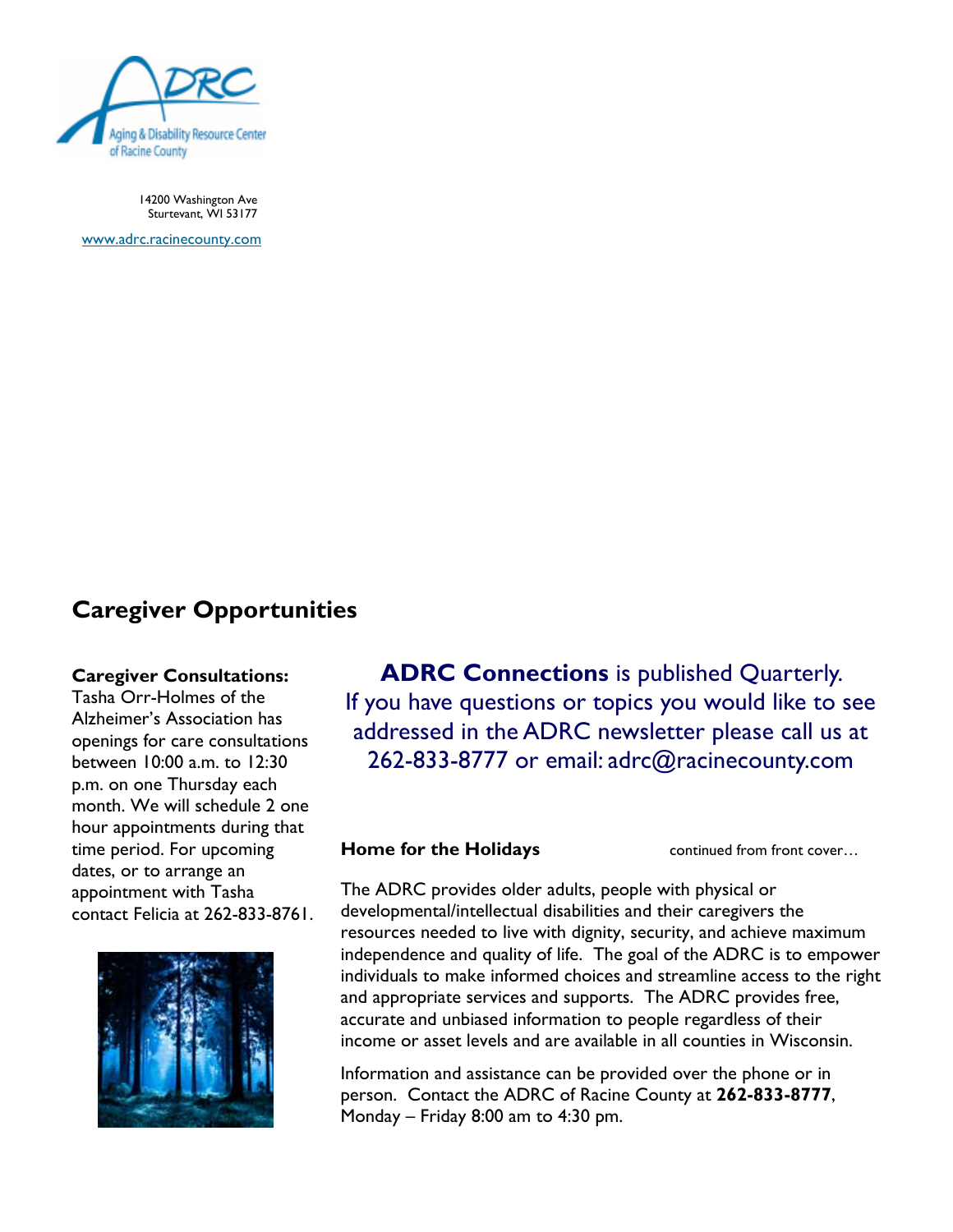Aging & Disability Resource Center of Racine County

14200 Washington Ave
Sturtevant, WI 53177

www.adrc.racinecounty.com

## Caregiver Opportunities

**Caregiver Consultations:** Tasha Orr-Holmes of the Alzheimer's Association has openings for care consultations between 10:00 a.m. to 12:30 p.m. on one Thursday each month. We will schedule 2 one hour appointments during that time period. For upcoming dates, or to arrange an appointment with Tasha contact Felicia at 262-833-8761.

**ADRC Connections** is published Quarterly. If you have questions or topics you would like to see addressed in the ADRC newsletter please call us at 262-833-8777 or email: adrc@racinecounty.com

**Home for the Holidays** continued from front cover…

The ADRC provides older adults, people with physical or developmental/intellectual disabilities and their caregivers the resources needed to live with dignity, security, and achieve maximum independence and quality of life. The goal of the ADRC is to empower individuals to make informed choices and streamline access to the right and appropriate services and supports. The ADRC provides free, accurate and unbiased information to people regardless of their income or asset levels and are available in all counties in Wisconsin.

Information and assistance can be provided over the phone or in person. Contact the ADRC of Racine County at **262-833-8777**, Monday – Friday 8:00 am to 4:30 pm.